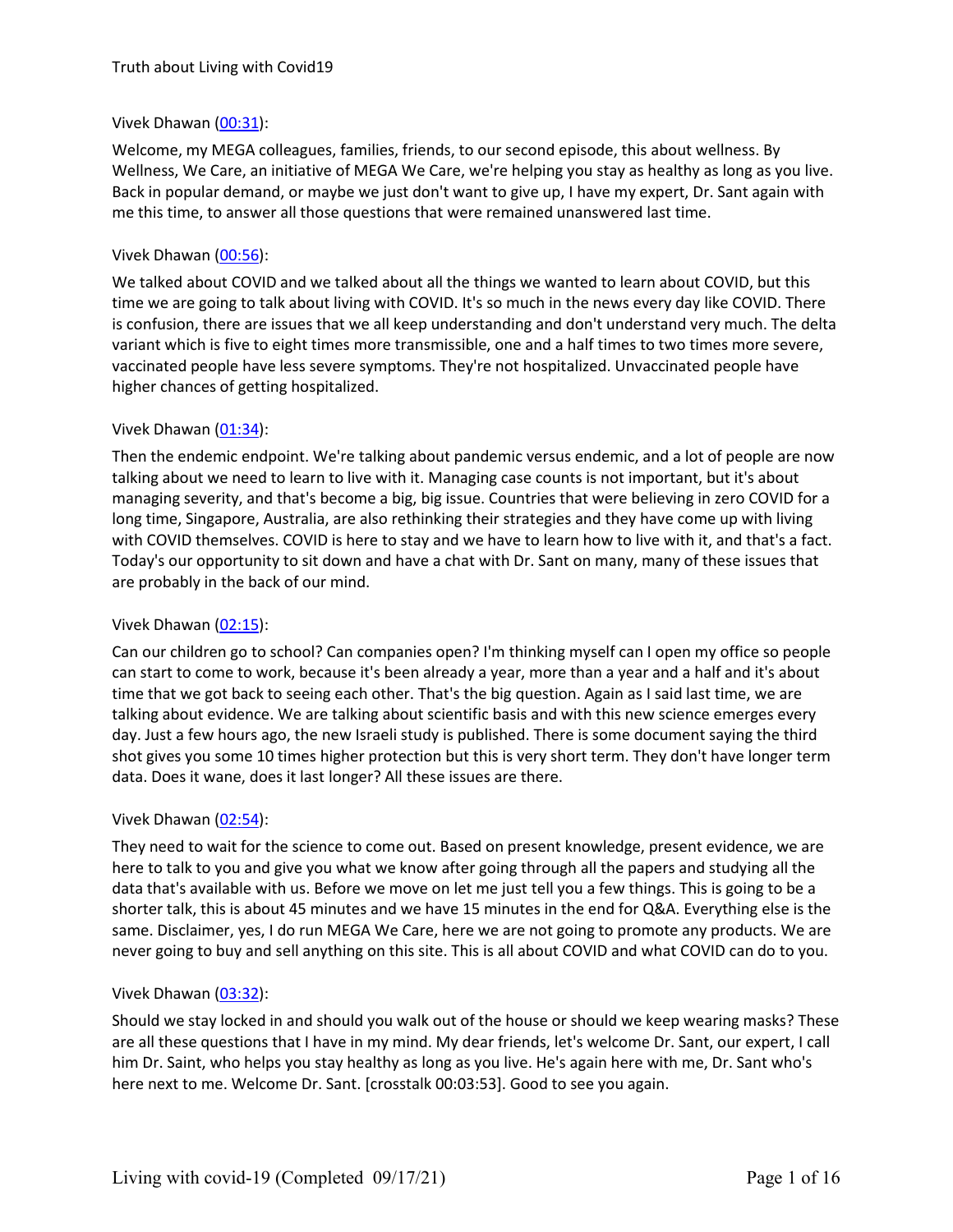Truth about Living with Covid19

Vivek Dhawan (00:31):

Welcome, my MEGA colleagues, families, friends, to our second episode, this about wellness. By Wellness, We Care, an initiative of MEGA We Care, we're helping you stay as healthy as long as you live. Back in popular demand, or maybe we just don't want to give up, I have my expert, Dr. Sant again with me this time, to answer all those questions that were remained unanswered last time.

Vivek Dhawan (00:56):

We talked about COVID and we talked about all the things we wanted to learn about COVID, but this time we are going to talk about living with COVID. It's so much in the news every day like COVID. There is confusion, there are issues that we all keep understanding and don't understand very much. The delta variant which is five to eight times more transmissible, one and a half times to two times more severe, vaccinated people have less severe symptoms. They're not hospitalized. Unvaccinated people have higher chances of getting hospitalized.

Vivek Dhawan (01:34):

Then the endemic endpoint. We're talking about pandemic versus endemic, and a lot of people are now talking about we need to learn to live with it. Managing case counts is not important, but it's about managing severity, and that's become a big, big issue. Countries that were believing in zero COVID for a long time, Singapore, Australia, are also rethinking their strategies and they have come up with living with COVID themselves. COVID is here to stay and we have to learn how to live with it, and that's a fact. Today's our opportunity to sit down and have a chat with Dr. Sant on many, many of these issues that are probably in the back of our mind.

Vivek Dhawan (02:15):

Can our children go to school? Can companies open? I'm thinking myself can I open my office so people can start to come to work, because it's been already a year, more than a year and a half and it's about time that we got back to seeing each other. That's the big question. Again as I said last time, we are talking about evidence. We are talking about scientific basis and with this new science emerges every day. Just a few hours ago, the new Israeli study is published. There is some document saying the third shot gives you some 10 times higher protection but this is very short term. They don't have longer term data. Does it wane, does it last longer? All these issues are there.

Vivek Dhawan (02:54):

They need to wait for the science to come out. Based on present knowledge, present evidence, we are here to talk to you and give you what we know after going through all the papers and studying all the data that's available with us. Before we move on let me just tell you a few things. This is going to be a shorter talk, this is about 45 minutes and we have 15 minutes in the end for Q&A. Everything else is the same. Disclaimer, yes, I do run MEGA We Care, here we are not going to promote any products. We are never going to buy and sell anything on this site. This is all about COVID and what COVID can do to you.

Vivek Dhawan (03:32):

Should we stay locked in and should you walk out of the house or should we keep wearing masks? These are all these questions that I have in my mind. My dear friends, let's welcome Dr. Sant, our expert, I call him Dr. Saint, who helps you stay healthy as long as you live. He's again here with me, Dr. Sant who's here next to me. Welcome Dr. Sant. [crosstalk 00:03:53]. Good to see you again.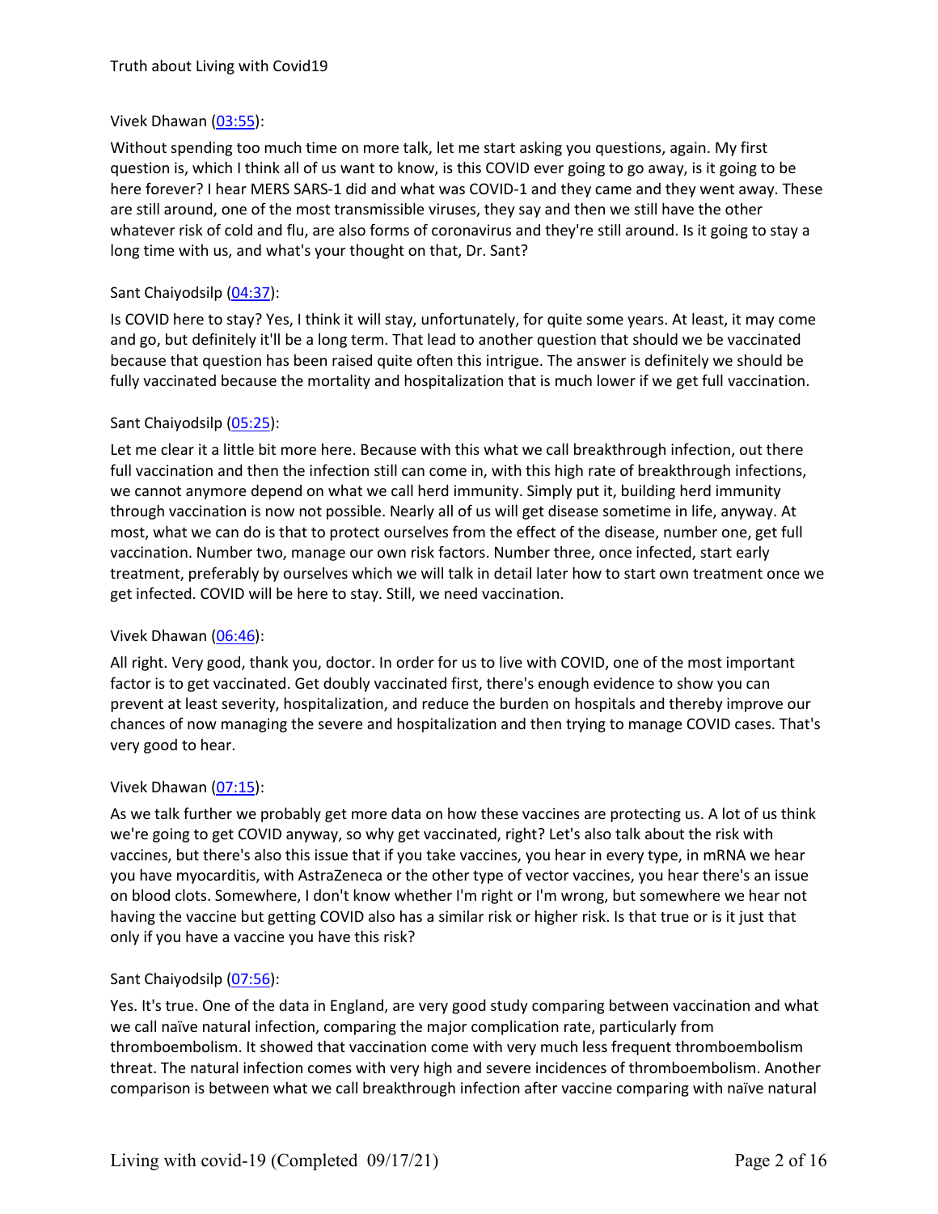Vivek Dhawan ([03:55](#)):

Without spending too much time on more talk, let me start asking you questions, again. My first question is, which I think all of us want to know, is this COVID ever going to go away, is it going to be here forever? I hear MERS SARS-1 did and what was COVID-1 and they came and they went away. These are still around, one of the most transmissible viruses, they say and then we still have the other whatever risk of cold and flu, are also forms of coronavirus and they're still around. Is it going to stay a long time with us, and what's your thought on that, Dr. Sant?

Sant Chaiyodsilp ([04:37](#)):

Is COVID here to stay? Yes, I think it will stay, unfortunately, for quite some years. At least, it may come and go, but definitely it'll be a long term. That lead to another question that should we be vaccinated because that question has been raised quite often this intrigue. The answer is definitely we should be fully vaccinated because the mortality and hospitalization that is much lower if we get full vaccination.

Sant Chaiyodsilp ([05:25](#)):

Let me clear it a little bit more here. Because with this what we call breakthrough infection, out there full vaccination and then the infection still can come in, with this high rate of breakthrough infections, we cannot anymore depend on what we call herd immunity. Simply put it, building herd immunity through vaccination is now not possible. Nearly all of us will get disease sometime in life, anyway. At most, what we can do is that to protect ourselves from the effect of the disease, number one, get full vaccination. Number two, manage our own risk factors. Number three, once infected, start early treatment, preferably by ourselves which we will talk in detail later how to start own treatment once we get infected. COVID will be here to stay. Still, we need vaccination.

Vivek Dhawan ([06:46](#)):

All right. Very good, thank you, doctor. In order for us to live with COVID, one of the most important factor is to get vaccinated. Get doubly vaccinated first, there's enough evidence to show you can prevent at least severity, hospitalization, and reduce the burden on hospitals and thereby improve our chances of now managing the severe and hospitalization and then trying to manage COVID cases. That's very good to hear.

Vivek Dhawan ([07:15](#)):

As we talk further we probably get more data on how these vaccines are protecting us. A lot of us think we're going to get COVID anyway, so why get vaccinated, right? Let's also talk about the risk with vaccines, but there's also this issue that if you take vaccines, you hear in every type, in mRNA we hear you have myocarditis, with AstraZeneca or the other type of vector vaccines, you hear there's an issue on blood clots. Somewhere, I don't know whether I'm right or I'm wrong, but somewhere we hear not having the vaccine but getting COVID also has a similar risk or higher risk. Is that true or is it just that only if you have a vaccine you have this risk?

Sant Chaiyodsilp ([07:56](#)):

Yes. It's true. One of the data in England, are very good study comparing between vaccination and what we call naïve natural infection, comparing the major complication rate, particularly from thromboembolism. It showed that vaccination come with very much less frequent thromboembolism threat. The natural infection comes with very high and severe incidences of thromboembolism. Another comparison is between what we call breakthrough infection after vaccine comparing with naïve natural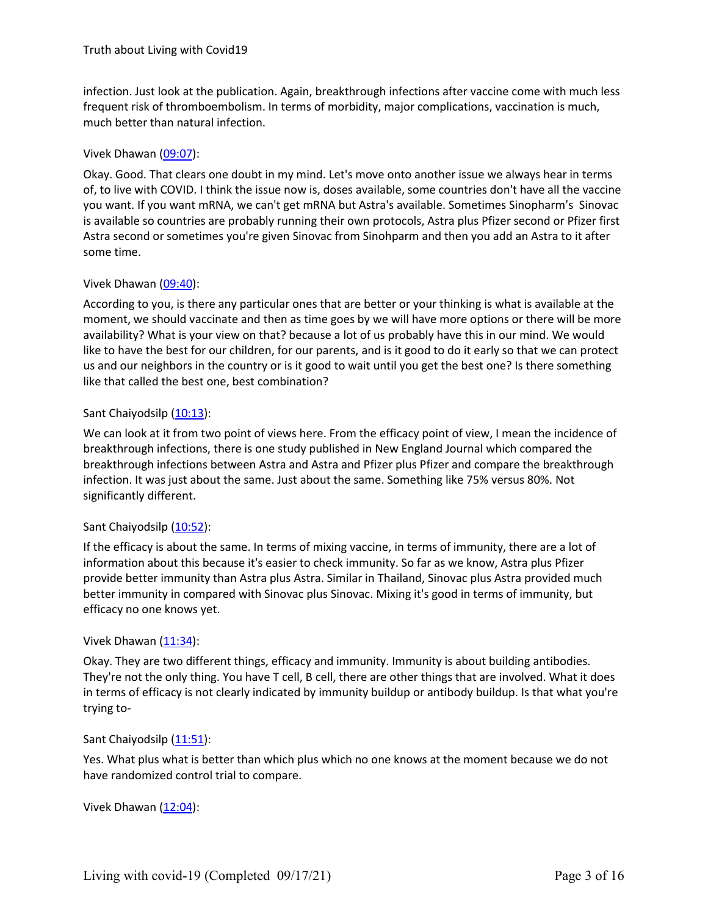infection. Just look at the publication. Again, breakthrough infections after vaccine come with much less frequent risk of thromboembolism. In terms of morbidity, major complications, vaccination is much, much better than natural infection.

Vivek Dhawan ([09:07](09:07)):

Okay. Good. That clears one doubt in my mind. Let's move onto another issue we always hear in terms of, to live with COVID. I think the issue now is, doses available, some countries don't have all the vaccine you want. If you want mRNA, we can't get mRNA but Astra's available. Sometimes Sinopharm's Sinovac is available so countries are probably running their own protocols, Astra plus Pfizer second or Pfizer first Astra second or sometimes you're given Sinovac from Sinohparm and then you add an Astra to it after some time.

Vivek Dhawan ([09:40](09:40)):

According to you, is there any particular ones that are better or your thinking is what is available at the moment, we should vaccinate and then as time goes by we will have more options or there will be more availability? What is your view on that? because a lot of us probably have this in our mind. We would like to have the best for our children, for our parents, and is it good to do it early so that we can protect us and our neighbors in the country or is it good to wait until you get the best one? Is there something like that called the best one, best combination?

Sant Chaiyodsilp ([10:13](10:13)):

We can look at it from two point of views here. From the efficacy point of view, I mean the incidence of breakthrough infections, there is one study published in New England Journal which compared the breakthrough infections between Astra and Astra and Pfizer plus Pfizer and compare the breakthrough infection. It was just about the same. Just about the same. Something like 75% versus 80%. Not significantly different.

Sant Chaiyodsilp ([10:52](10:52)):

If the efficacy is about the same. In terms of mixing vaccine, in terms of immunity, there are a lot of information about this because it's easier to check immunity. So far as we know, Astra plus Pfizer provide better immunity than Astra plus Astra. Similar in Thailand, Sinovac plus Astra provided much better immunity in compared with Sinovac plus Sinovac. Mixing it's good in terms of immunity, but efficacy no one knows yet.

Vivek Dhawan ([11:34](11:34)):

Okay. They are two different things, efficacy and immunity. Immunity is about building antibodies. They're not the only thing. You have T cell, B cell, there are other things that are involved. What it does in terms of efficacy is not clearly indicated by immunity buildup or antibody buildup. Is that what you're trying to-

Sant Chaiyodsilp ([11:51](11:51)):

Yes. What plus what is better than which plus which no one knows at the moment because we do not have randomized control trial to compare.

Vivek Dhawan ([12:04](12:04)):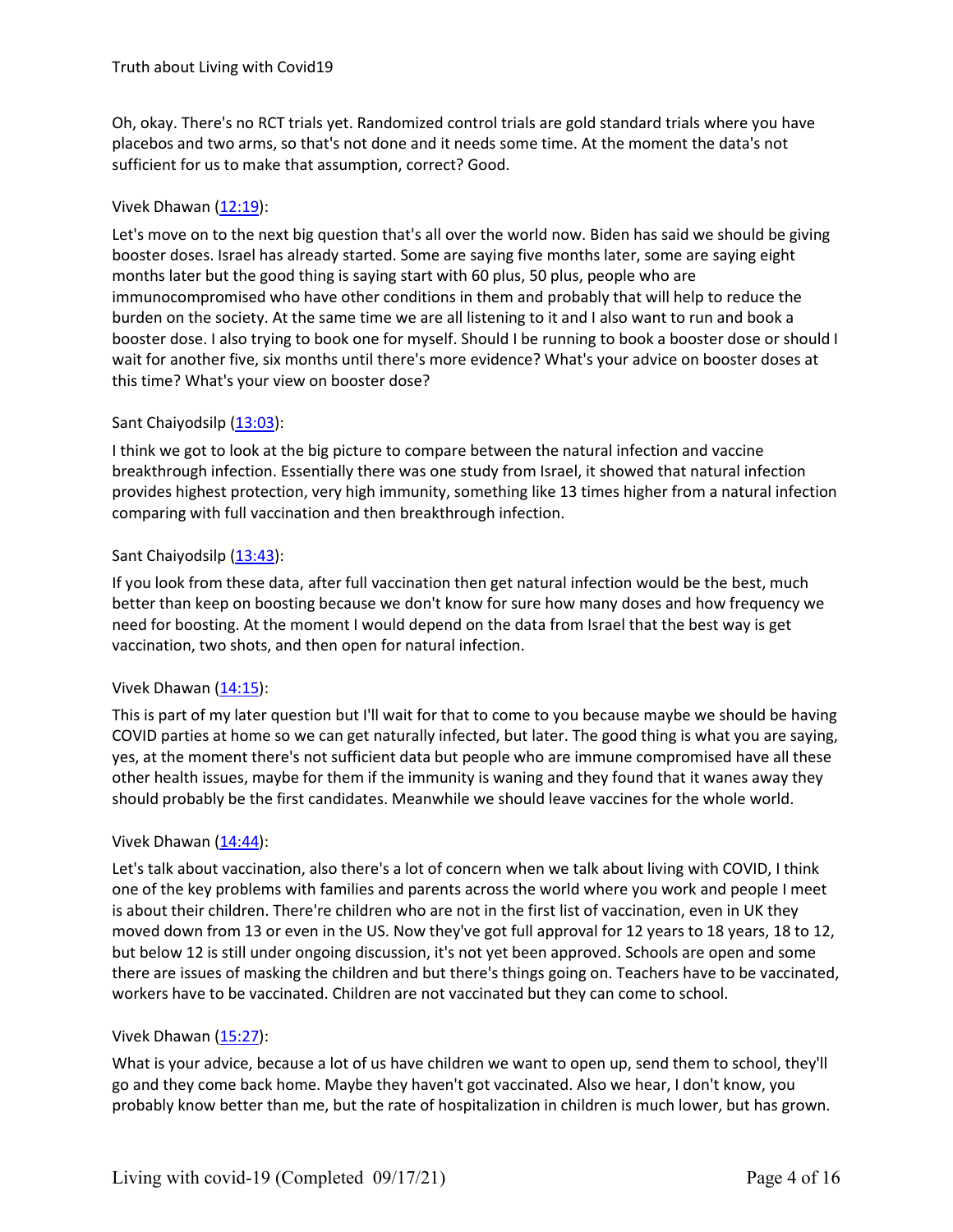Oh, okay. There's no RCT trials yet. Randomized control trials are gold standard trials where you have placebos and two arms, so that's not done and it needs some time. At the moment the data's not sufficient for us to make that assumption, correct? Good.

Vivek Dhawan ([12:19]):

Let's move on to the next big question that's all over the world now. Biden has said we should be giving booster doses. Israel has already started. Some are saying five months later, some are saying eight months later but the good thing is saying start with 60 plus, 50 plus, people who are immunocompromised who have other conditions in them and probably that will help to reduce the burden on the society. At the same time we are all listening to it and I also want to run and book a booster dose. I also trying to book one for myself. Should I be running to book a booster dose or should I wait for another five, six months until there's more evidence? What's your advice on booster doses at this time? What's your view on booster dose?

Sant Chaiyodsilp ([13:03]):

I think we got to look at the big picture to compare between the natural infection and vaccine breakthrough infection. Essentially there was one study from Israel, it showed that natural infection provides highest protection, very high immunity, something like 13 times higher from a natural infection comparing with full vaccination and then breakthrough infection.

Sant Chaiyodsilp ([13:43]):

If you look from these data, after full vaccination then get natural infection would be the best, much better than keep on boosting because we don't know for sure how many doses and how frequency we need for boosting. At the moment I would depend on the data from Israel that the best way is get vaccination, two shots, and then open for natural infection.

Vivek Dhawan ([14:15]):

This is part of my later question but I'll wait for that to come to you because maybe we should be having COVID parties at home so we can get naturally infected, but later. The good thing is what you are saying, yes, at the moment there's not sufficient data but people who are immune compromised have all these other health issues, maybe for them if the immunity is waning and they found that it wanes away they should probably be the first candidates. Meanwhile we should leave vaccines for the whole world.

Vivek Dhawan ([14:44]):

Let's talk about vaccination, also there's a lot of concern when we talk about living with COVID, I think one of the key problems with families and parents across the world where you work and people I meet is about their children. There're children who are not in the first list of vaccination, even in UK they moved down from 13 or even in the US. Now they've got full approval for 12 years to 18 years, 18 to 12, but below 12 is still under ongoing discussion, it's not yet been approved. Schools are open and some there are issues of masking the children and but there's things going on. Teachers have to be vaccinated, workers have to be vaccinated. Children are not vaccinated but they can come to school.

Vivek Dhawan ([15:27]):

What is your advice, because a lot of us have children we want to open up, send them to school, they'll go and they come back home. Maybe they haven't got vaccinated. Also we hear, I don't know, you probably know better than me, but the rate of hospitalization in children is much lower, but has grown.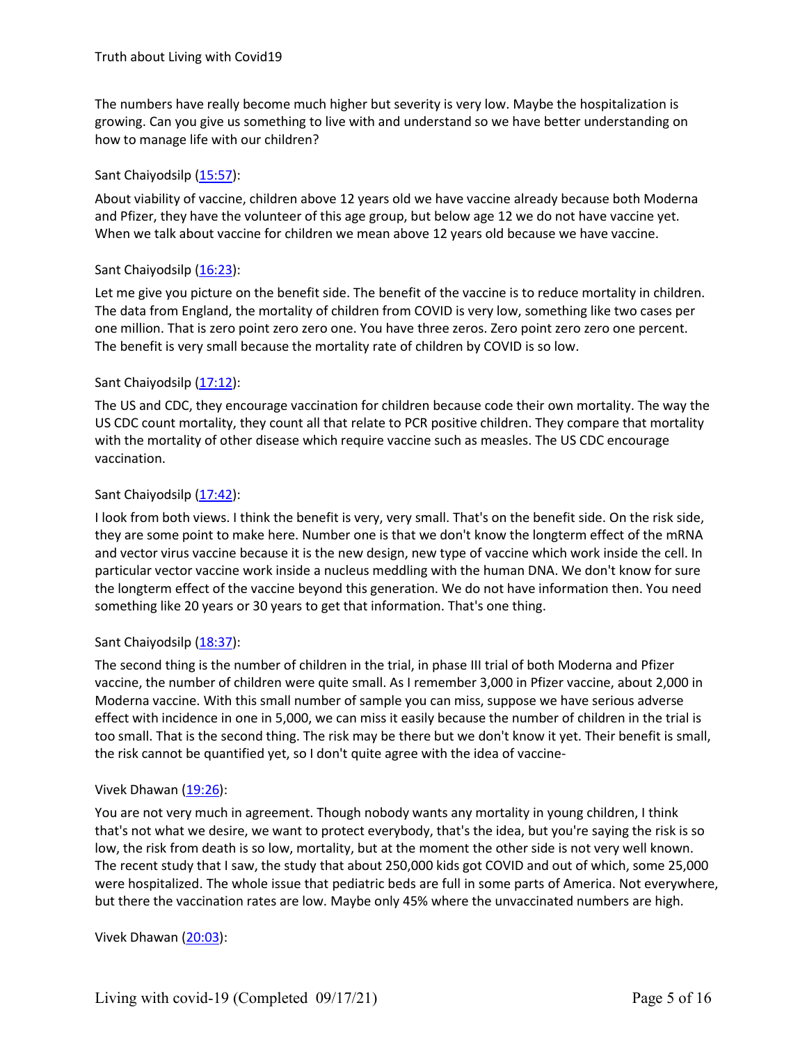The numbers have really become much higher but severity is very low. Maybe the hospitalization is growing. Can you give us something to live with and understand so we have better understanding on how to manage life with our children?

Sant Chaiyodsilp (15:57):

About viability of vaccine, children above 12 years old we have vaccine already because both Moderna and Pfizer, they have the volunteer of this age group, but below age 12 we do not have vaccine yet. When we talk about vaccine for children we mean above 12 years old because we have vaccine.

Sant Chaiyodsilp (16:23):

Let me give you picture on the benefit side. The benefit of the vaccine is to reduce mortality in children. The data from England, the mortality of children from COVID is very low, something like two cases per one million. That is zero point zero zero one. You have three zeros. Zero point zero zero one percent. The benefit is very small because the mortality rate of children by COVID is so low.

Sant Chaiyodsilp (17:12):

The US and CDC, they encourage vaccination for children because code their own mortality. The way the US CDC count mortality, they count all that relate to PCR positive children. They compare that mortality with the mortality of other disease which require vaccine such as measles. The US CDC encourage vaccination.

Sant Chaiyodsilp (17:42):

I look from both views. I think the benefit is very, very small. That's on the benefit side. On the risk side, they are some point to make here. Number one is that we don't know the longterm effect of the mRNA and vector virus vaccine because it is the new design, new type of vaccine which work inside the cell. In particular vector vaccine work inside a nucleus meddling with the human DNA. We don't know for sure the longterm effect of the vaccine beyond this generation. We do not have information then. You need something like 20 years or 30 years to get that information. That's one thing.

Sant Chaiyodsilp (18:37):

The second thing is the number of children in the trial, in phase III trial of both Moderna and Pfizer vaccine, the number of children were quite small. As I remember 3,000 in Pfizer vaccine, about 2,000 in Moderna vaccine. With this small number of sample you can miss, suppose we have serious adverse effect with incidence in one in 5,000, we can miss it easily because the number of children in the trial is too small. That is the second thing. The risk may be there but we don't know it yet. Their benefit is small, the risk cannot be quantified yet, so I don't quite agree with the idea of vaccine-

Vivek Dhawan (19:26):

You are not very much in agreement. Though nobody wants any mortality in young children, I think that's not what we desire, we want to protect everybody, that's the idea, but you're saying the risk is so low, the risk from death is so low, mortality, but at the moment the other side is not very well known. The recent study that I saw, the study that about 250,000 kids got COVID and out of which, some 25,000 were hospitalized. The whole issue that pediatric beds are full in some parts of America. Not everywhere, but there the vaccination rates are low. Maybe only 45% where the unvaccinated numbers are high.

Vivek Dhawan (20:03):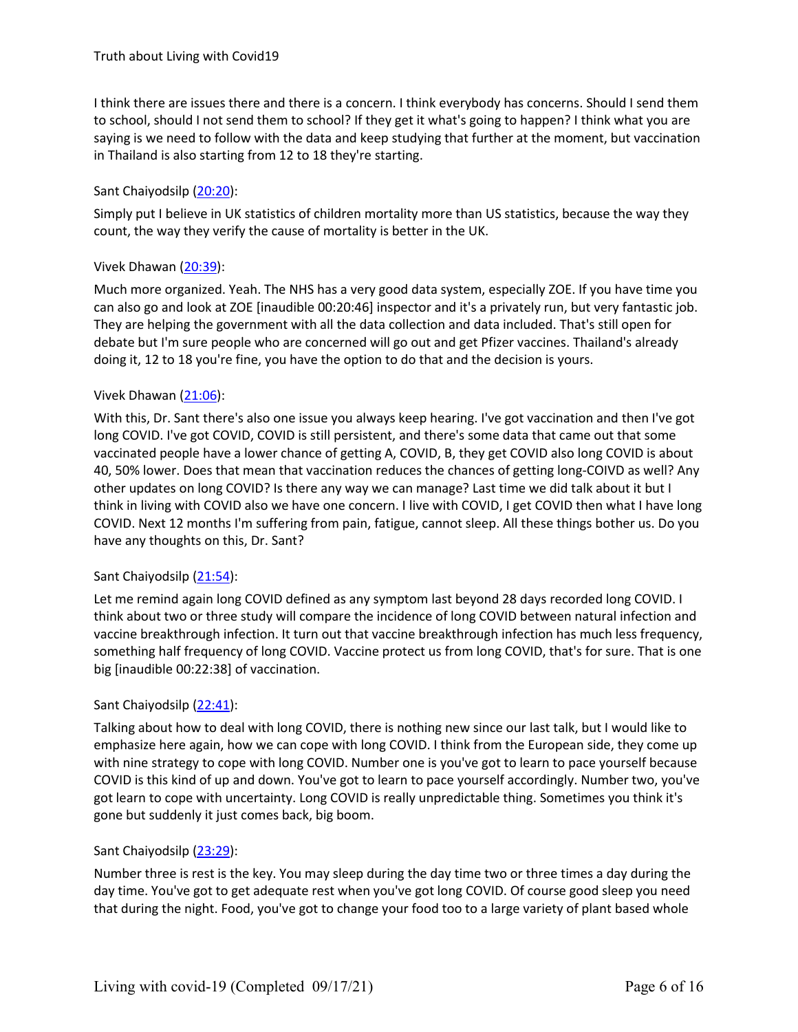I think there are issues there and there is a concern. I think everybody has concerns. Should I send them to school, should I not send them to school? If they get it what's going to happen? I think what you are saying is we need to follow with the data and keep studying that further at the moment, but vaccination in Thailand is also starting from 12 to 18 they're starting.

Sant Chaiyodsilp (20:20):

Simply put I believe in UK statistics of children mortality more than US statistics, because the way they count, the way they verify the cause of mortality is better in the UK.

Vivek Dhawan (20:39):

Much more organized. Yeah. The NHS has a very good data system, especially ZOE. If you have time you can also go and look at ZOE [inaudible 00:20:46] inspector and it's a privately run, but very fantastic job. They are helping the government with all the data collection and data included. That's still open for debate but I'm sure people who are concerned will go out and get Pfizer vaccines. Thailand's already doing it, 12 to 18 you're fine, you have the option to do that and the decision is yours.

Vivek Dhawan (21:06):

With this, Dr. Sant there's also one issue you always keep hearing. I've got vaccination and then I've got long COVID. I've got COVID, COVID is still persistent, and there's some data that came out that some vaccinated people have a lower chance of getting A, COVID, B, they get COVID also long COVID is about 40, 50% lower. Does that mean that vaccination reduces the chances of getting long-COIVD as well? Any other updates on long COVID? Is there any way we can manage? Last time we did talk about it but I think in living with COVID also we have one concern. I live with COVID, I get COVID then what I have long COVID. Next 12 months I'm suffering from pain, fatigue, cannot sleep. All these things bother us. Do you have any thoughts on this, Dr. Sant?

Sant Chaiyodsilp (21:54):

Let me remind again long COVID defined as any symptom last beyond 28 days recorded long COVID. I think about two or three study will compare the incidence of long COVID between natural infection and vaccine breakthrough infection. It turn out that vaccine breakthrough infection has much less frequency, something half frequency of long COVID. Vaccine protect us from long COVID, that's for sure. That is one big [inaudible 00:22:38] of vaccination.

Sant Chaiyodsilp (22:41):

Talking about how to deal with long COVID, there is nothing new since our last talk, but I would like to emphasize here again, how we can cope with long COVID. I think from the European side, they come up with nine strategy to cope with long COVID. Number one is you've got to learn to pace yourself because COVID is this kind of up and down. You've got to learn to pace yourself accordingly. Number two, you've got learn to cope with uncertainty. Long COVID is really unpredictable thing. Sometimes you think it's gone but suddenly it just comes back, big boom.

Sant Chaiyodsilp (23:29):

Number three is rest is the key. You may sleep during the day time two or three times a day during the day time. You've got to get adequate rest when you've got long COVID. Of course good sleep you need that during the night. Food, you've got to change your food too to a large variety of plant based whole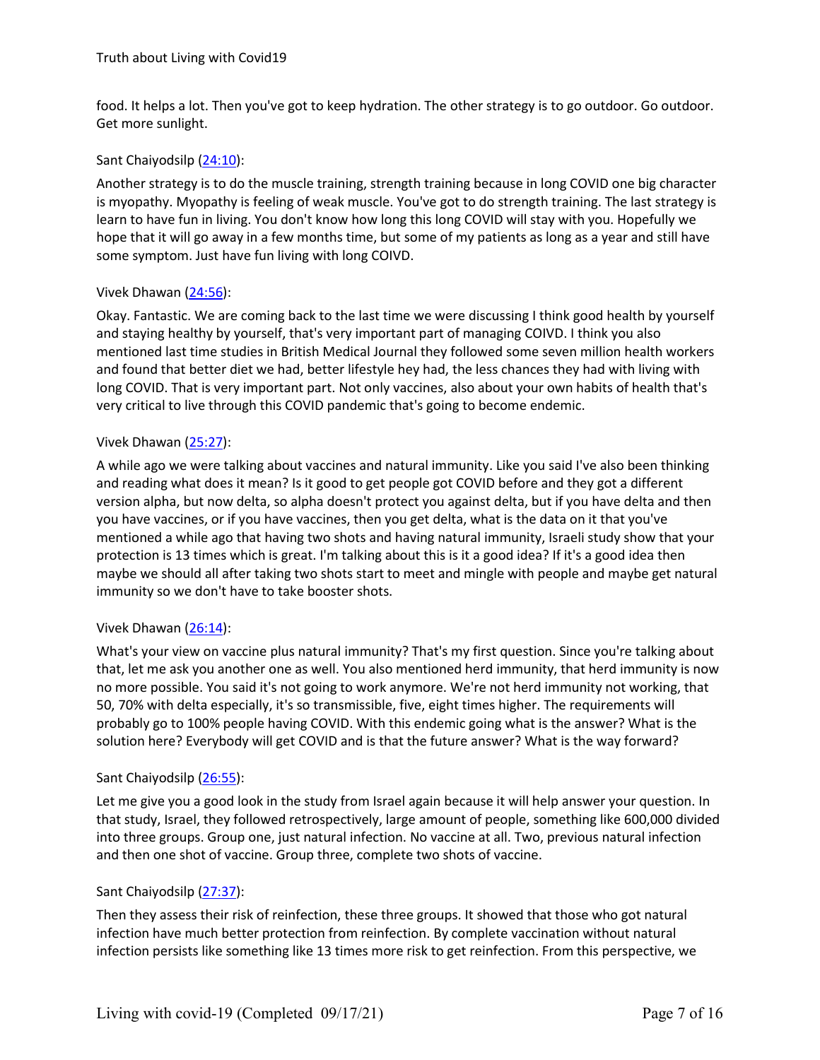food. It helps a lot. Then you've got to keep hydration. The other strategy is to go outdoor. Go outdoor. Get more sunlight.

Sant Chaiyodsilp ([24:10](24:10)):

Another strategy is to do the muscle training, strength training because in long COVID one big character is myopathy. Myopathy is feeling of weak muscle. You've got to do strength training. The last strategy is learn to have fun in living. You don't know how long this long COVID will stay with you. Hopefully we hope that it will go away in a few months time, but some of my patients as long as a year and still have some symptom. Just have fun living with long COIVD.

Vivek Dhawan ([24:56](24:56)):

Okay. Fantastic. We are coming back to the last time we were discussing I think good health by yourself and staying healthy by yourself, that's very important part of managing COIVD. I think you also mentioned last time studies in British Medical Journal they followed some seven million health workers and found that better diet we had, better lifestyle hey had, the less chances they had with living with long COVID. That is very important part. Not only vaccines, also about your own habits of health that's very critical to live through this COVID pandemic that's going to become endemic.

Vivek Dhawan ([25:27](25:27)):

A while ago we were talking about vaccines and natural immunity. Like you said I've also been thinking and reading what does it mean? Is it good to get people got COVID before and they got a different version alpha, but now delta, so alpha doesn't protect you against delta, but if you have delta and then you have vaccines, or if you have vaccines, then you get delta, what is the data on it that you've mentioned a while ago that having two shots and having natural immunity, Israeli study show that your protection is 13 times which is great. I'm talking about this is it a good idea? If it's a good idea then maybe we should all after taking two shots start to meet and mingle with people and maybe get natural immunity so we don't have to take booster shots.

Vivek Dhawan ([26:14](26:14)):

What's your view on vaccine plus natural immunity? That's my first question. Since you're talking about that, let me ask you another one as well. You also mentioned herd immunity, that herd immunity is now no more possible. You said it's not going to work anymore. We're not herd immunity not working, that 50, 70% with delta especially, it's so transmissible, five, eight times higher. The requirements will probably go to 100% people having COVID. With this endemic going what is the answer? What is the solution here? Everybody will get COVID and is that the future answer? What is the way forward?

Sant Chaiyodsilp ([26:55](26:55)):

Let me give you a good look in the study from Israel again because it will help answer your question. In that study, Israel, they followed retrospectively, large amount of people, something like 600,000 divided into three groups. Group one, just natural infection. No vaccine at all. Two, previous natural infection and then one shot of vaccine. Group three, complete two shots of vaccine.

Sant Chaiyodsilp ([27:37](27:37)):

Then they assess their risk of reinfection, these three groups. It showed that those who got natural infection have much better protection from reinfection. By complete vaccination without natural infection persists like something like 13 times more risk to get reinfection. From this perspective, we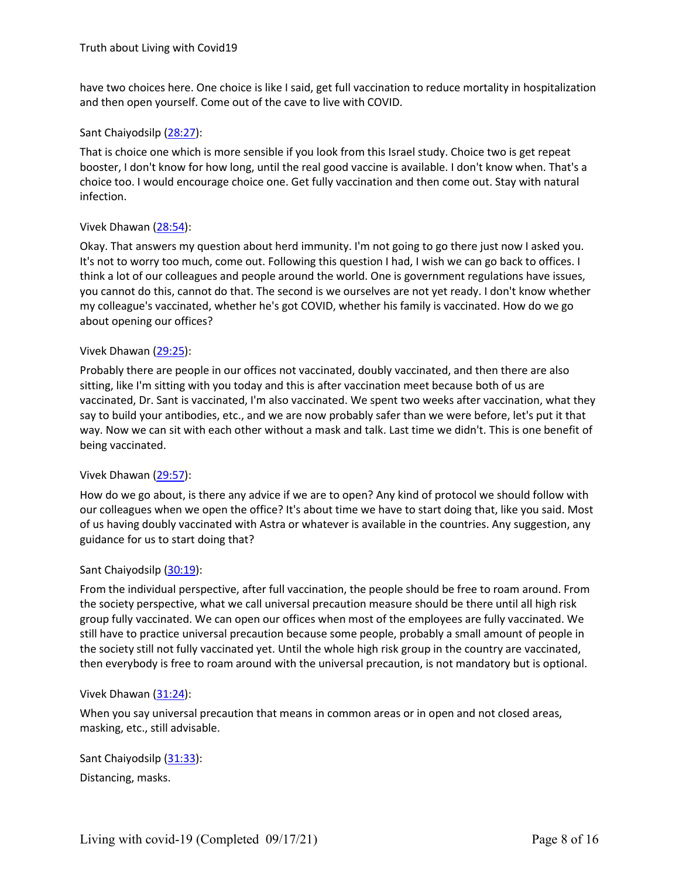have two choices here. One choice is like I said, get full vaccination to reduce mortality in hospitalization and then open yourself. Come out of the cave to live with COVID.

Sant Chaiyodsilp ([28:27](28:27)):

That is choice one which is more sensible if you look from this Israel study. Choice two is get repeat booster, I don't know for how long, until the real good vaccine is available. I don't know when. That's a choice too. I would encourage choice one. Get fully vaccination and then come out. Stay with natural infection.

Vivek Dhawan ([28:54](28:54)):

Okay. That answers my question about herd immunity. I'm not going to go there just now I asked you. It's not to worry too much, come out. Following this question I had, I wish we can go back to offices. I think a lot of our colleagues and people around the world. One is government regulations have issues, you cannot do this, cannot do that. The second is we ourselves are not yet ready. I don't know whether my colleague's vaccinated, whether he's got COVID, whether his family is vaccinated. How do we go about opening our offices?

Vivek Dhawan ([29:25](29:25)):

Probably there are people in our offices not vaccinated, doubly vaccinated, and then there are also sitting, like I'm sitting with you today and this is after vaccination meet because both of us are vaccinated, Dr. Sant is vaccinated, I'm also vaccinated. We spent two weeks after vaccination, what they say to build your antibodies, etc., and we are now probably safer than we were before, let's put it that way. Now we can sit with each other without a mask and talk. Last time we didn't. This is one benefit of being vaccinated.

Vivek Dhawan ([29:57](29:57)):

How do we go about, is there any advice if we are to open? Any kind of protocol we should follow with our colleagues when we open the office? It's about time we have to start doing that, like you said. Most of us having doubly vaccinated with Astra or whatever is available in the countries. Any suggestion, any guidance for us to start doing that?

Sant Chaiyodsilp ([30:19](30:19)):

From the individual perspective, after full vaccination, the people should be free to roam around. From the society perspective, what we call universal precaution measure should be there until all high risk group fully vaccinated. We can open our offices when most of the employees are fully vaccinated. We still have to practice universal precaution because some people, probably a small amount of people in the society still not fully vaccinated yet. Until the whole high risk group in the country are vaccinated, then everybody is free to roam around with the universal precaution, is not mandatory but is optional.

Vivek Dhawan ([31:24](31:24)):

When you say universal precaution that means in common areas or in open and not closed areas, masking, etc., still advisable.

Sant Chaiyodsilp ([31:33](31:33)):

Distancing, masks.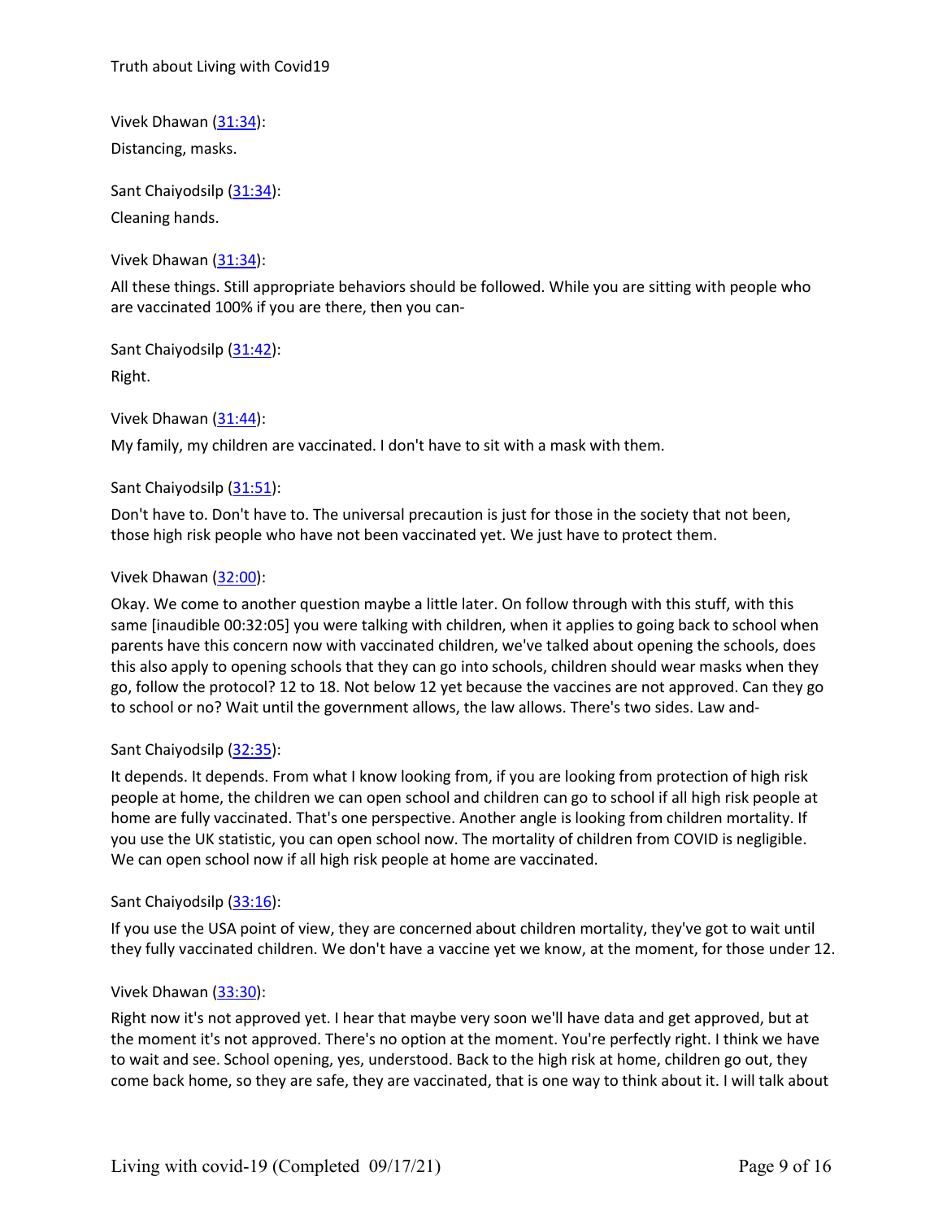Vivek Dhawan ([31:34](#)):
Distancing, masks.

Sant Chaiyodsilp ([31:34](#)):
Cleaning hands.

Vivek Dhawan ([31:34](#)):
All these things. Still appropriate behaviors should be followed. While you are sitting with people who are vaccinated 100% if you are there, then you can-

Sant Chaiyodsilp ([31:42](#)):
Right.

Vivek Dhawan ([31:44](#)):
My family, my children are vaccinated. I don't have to sit with a mask with them.

Sant Chaiyodsilp ([31:51](#)):
Don't have to. Don't have to. The universal precaution is just for those in the society that not been, those high risk people who have not been vaccinated yet. We just have to protect them.

Vivek Dhawan ([32:00](#)):
Okay. We come to another question maybe a little later. On follow through with this stuff, with this same [inaudible 00:32:05] you were talking with children, when it applies to going back to school when parents have this concern now with vaccinated children, we've talked about opening the schools, does this also apply to opening schools that they can go into schools, children should wear masks when they go, follow the protocol? 12 to 18. Not below 12 yet because the vaccines are not approved. Can they go to school or no? Wait until the government allows, the law allows. There's two sides. Law and-

Sant Chaiyodsilp ([32:35](#)):
It depends. It depends. From what I know looking from, if you are looking from protection of high risk people at home, the children we can open school and children can go to school if all high risk people at home are fully vaccinated. That's one perspective. Another angle is looking from children mortality. If you use the UK statistic, you can open school now. The mortality of children from COVID is negligible. We can open school now if all high risk people at home are vaccinated.

Sant Chaiyodsilp ([33:16](#)):
If you use the USA point of view, they are concerned about children mortality, they've got to wait until they fully vaccinated children. We don't have a vaccine yet we know, at the moment, for those under 12.

Vivek Dhawan ([33:30](#)):
Right now it's not approved yet. I hear that maybe very soon we'll have data and get approved, but at the moment it's not approved. There's no option at the moment. You're perfectly right. I think we have to wait and see. School opening, yes, understood. Back to the high risk at home, children go out, they come back home, so they are safe, they are vaccinated, that is one way to think about it. I will talk about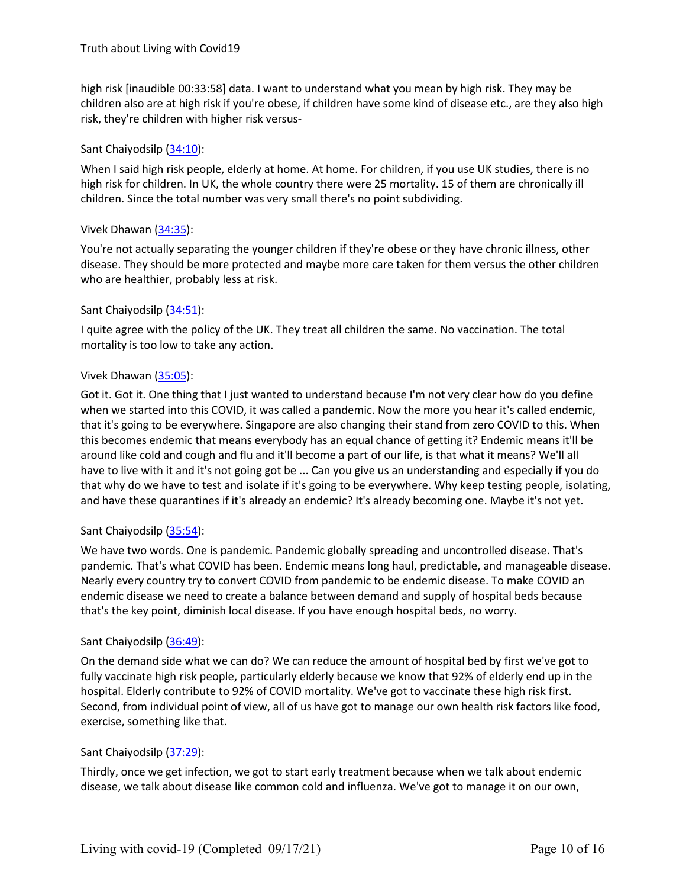high risk [inaudible 00:33:58] data. I want to understand what you mean by high risk. They may be children also are at high risk if you're obese, if children have some kind of disease etc., are they also high risk, they're children with higher risk versus-

Sant Chaiyodsilp (34:10):

When I said high risk people, elderly at home. At home. For children, if you use UK studies, there is no high risk for children. In UK, the whole country there were 25 mortality. 15 of them are chronically ill children. Since the total number was very small there's no point subdividing.

Vivek Dhawan (34:35):

You're not actually separating the younger children if they're obese or they have chronic illness, other disease. They should be more protected and maybe more care taken for them versus the other children who are healthier, probably less at risk.

Sant Chaiyodsilp (34:51):

I quite agree with the policy of the UK. They treat all children the same. No vaccination. The total mortality is too low to take any action.

Vivek Dhawan (35:05):

Got it. Got it. One thing that I just wanted to understand because I'm not very clear how do you define when we started into this COVID, it was called a pandemic. Now the more you hear it's called endemic, that it's going to be everywhere. Singapore are also changing their stand from zero COVID to this. When this becomes endemic that means everybody has an equal chance of getting it? Endemic means it'll be around like cold and cough and flu and it'll become a part of our life, is that what it means? We'll all have to live with it and it's not going got be ... Can you give us an understanding and especially if you do that why do we have to test and isolate if it's going to be everywhere. Why keep testing people, isolating, and have these quarantines if it's already an endemic? It's already becoming one. Maybe it's not yet.

Sant Chaiyodsilp (35:54):

We have two words. One is pandemic. Pandemic globally spreading and uncontrolled disease. That's pandemic. That's what COVID has been. Endemic means long haul, predictable, and manageable disease. Nearly every country try to convert COVID from pandemic to be endemic disease. To make COVID an endemic disease we need to create a balance between demand and supply of hospital beds because that's the key point, diminish local disease. If you have enough hospital beds, no worry.

Sant Chaiyodsilp (36:49):

On the demand side what we can do? We can reduce the amount of hospital bed by first we've got to fully vaccinate high risk people, particularly elderly because we know that 92% of elderly end up in the hospital. Elderly contribute to 92% of COVID mortality. We've got to vaccinate these high risk first. Second, from individual point of view, all of us have got to manage our own health risk factors like food, exercise, something like that.

Sant Chaiyodsilp (37:29):

Thirdly, once we get infection, we got to start early treatment because when we talk about endemic disease, we talk about disease like common cold and influenza. We've got to manage it on our own,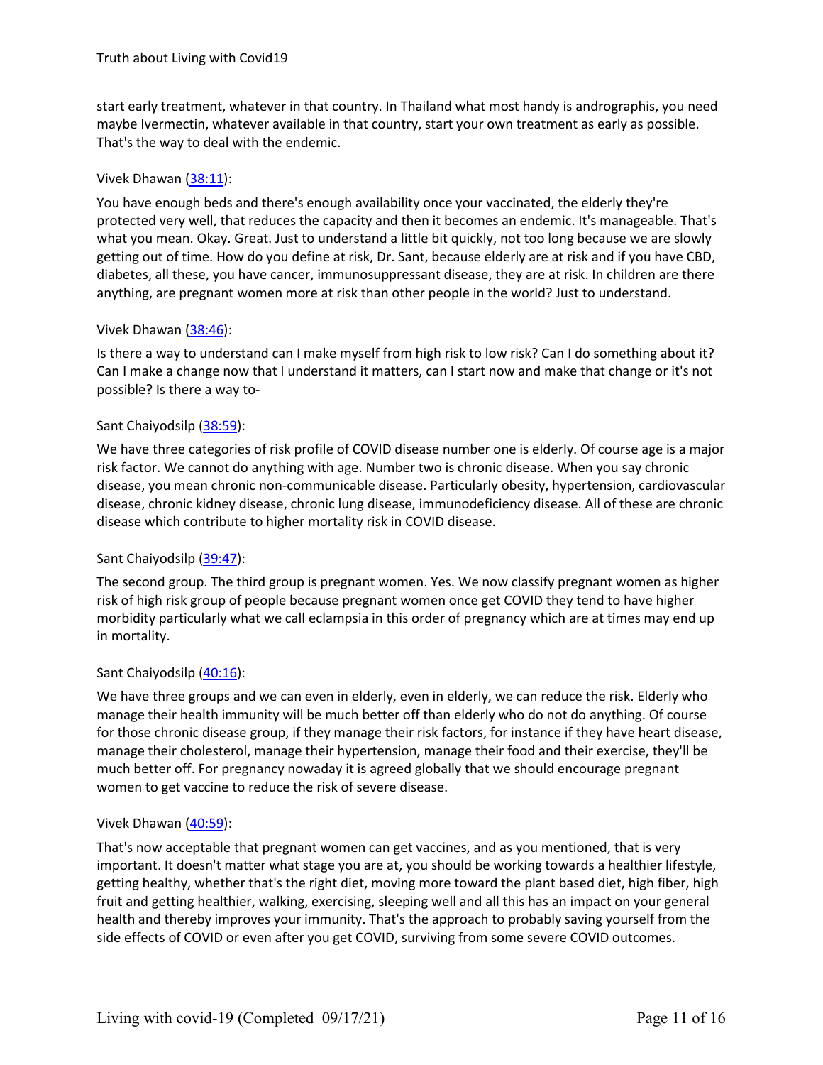start early treatment, whatever in that country. In Thailand what most handy is andrographis, you need maybe Ivermectin, whatever available in that country, start your own treatment as early as possible. That's the way to deal with the endemic.

Vivek Dhawan ([38:11](#)):

You have enough beds and there's enough availability once your vaccinated, the elderly they're protected very well, that reduces the capacity and then it becomes an endemic. It's manageable. That's what you mean. Okay. Great. Just to understand a little bit quickly, not too long because we are slowly getting out of time. How do you define at risk, Dr. Sant, because elderly are at risk and if you have CBD, diabetes, all these, you have cancer, immunosuppressant disease, they are at risk. In children are there anything, are pregnant women more at risk than other people in the world? Just to understand.

Vivek Dhawan ([38:46](#)):

Is there a way to understand can I make myself from high risk to low risk? Can I do something about it? Can I make a change now that I understand it matters, can I start now and make that change or it's not possible? Is there a way to-

Sant Chaiyodsilp ([38:59](#)):

We have three categories of risk profile of COVID disease number one is elderly. Of course age is a major risk factor. We cannot do anything with age. Number two is chronic disease. When you say chronic disease, you mean chronic non-communicable disease. Particularly obesity, hypertension, cardiovascular disease, chronic kidney disease, chronic lung disease, immunodeficiency disease. All of these are chronic disease which contribute to higher mortality risk in COVID disease.

Sant Chaiyodsilp ([39:47](#)):

The second group. The third group is pregnant women. Yes. We now classify pregnant women as higher risk of high risk group of people because pregnant women once get COVID they tend to have higher morbidity particularly what we call eclampsia in this order of pregnancy which are at times may end up in mortality.

Sant Chaiyodsilp ([40:16](#)):

We have three groups and we can even in elderly, even in elderly, we can reduce the risk. Elderly who manage their health immunity will be much better off than elderly who do not do anything. Of course for those chronic disease group, if they manage their risk factors, for instance if they have heart disease, manage their cholesterol, manage their hypertension, manage their food and their exercise, they'll be much better off. For pregnancy nowaday it is agreed globally that we should encourage pregnant women to get vaccine to reduce the risk of severe disease.

Vivek Dhawan ([40:59](#)):

That's now acceptable that pregnant women can get vaccines, and as you mentioned, that is very important. It doesn't matter what stage you are at, you should be working towards a healthier lifestyle, getting healthy, whether that's the right diet, moving more toward the plant based diet, high fiber, high fruit and getting healthier, walking, exercising, sleeping well and all this has an impact on your general health and thereby improves your immunity. That's the approach to probably saving yourself from the side effects of COVID or even after you get COVID, surviving from some severe COVID outcomes.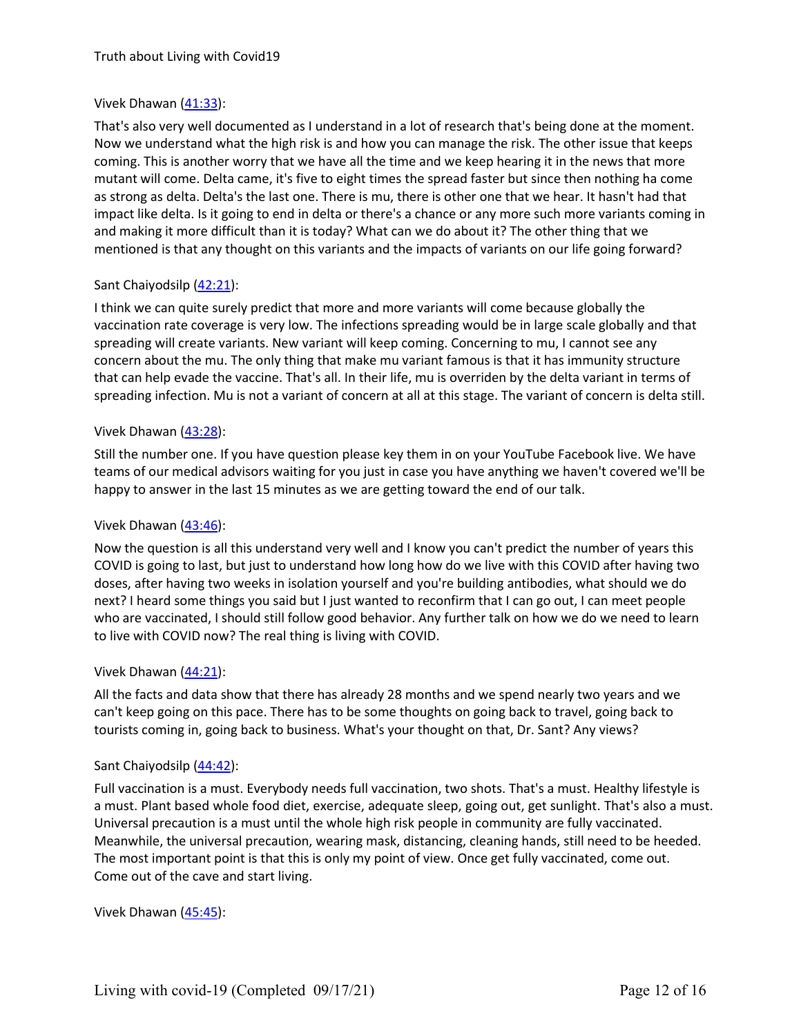Vivek Dhawan ([41:33](#)):

That's also very well documented as I understand in a lot of research that's being done at the moment. Now we understand what the high risk is and how you can manage the risk. The other issue that keeps coming. This is another worry that we have all the time and we keep hearing it in the news that more mutant will come. Delta came, it's five to eight times the spread faster but since then nothing ha come as strong as delta. Delta's the last one. There is mu, there is other one that we hear. It hasn't had that impact like delta. Is it going to end in delta or there's a chance or any more such more variants coming in and making it more difficult than it is today? What can we do about it? The other thing that we mentioned is that any thought on this variants and the impacts of variants on our life going forward?

Sant Chaiyodsilp ([42:21](#)):

I think we can quite surely predict that more and more variants will come because globally the vaccination rate coverage is very low. The infections spreading would be in large scale globally and that spreading will create variants. New variant will keep coming. Concerning to mu, I cannot see any concern about the mu. The only thing that make mu variant famous is that it has immunity structure that can help evade the vaccine. That's all. In their life, mu is overriden by the delta variant in terms of spreading infection. Mu is not a variant of concern at all at this stage. The variant of concern is delta still.

Vivek Dhawan ([43:28](#)):

Still the number one. If you have question please key them in on your YouTube Facebook live. We have teams of our medical advisors waiting for you just in case you have anything we haven't covered we'll be happy to answer in the last 15 minutes as we are getting toward the end of our talk.

Vivek Dhawan ([43:46](#)):

Now the question is all this understand very well and I know you can't predict the number of years this COVID is going to last, but just to understand how long how do we live with this COVID after having two doses, after having two weeks in isolation yourself and you're building antibodies, what should we do next? I heard some things you said but I just wanted to reconfirm that I can go out, I can meet people who are vaccinated, I should still follow good behavior. Any further talk on how we do we need to learn to live with COVID now? The real thing is living with COVID.

Vivek Dhawan ([44:21](#)):

All the facts and data show that there has already 28 months and we spend nearly two years and we can't keep going on this pace. There has to be some thoughts on going back to travel, going back to tourists coming in, going back to business. What's your thought on that, Dr. Sant? Any views?

Sant Chaiyodsilp ([44:42](#)):

Full vaccination is a must. Everybody needs full vaccination, two shots. That's a must. Healthy lifestyle is a must. Plant based whole food diet, exercise, adequate sleep, going out, get sunlight. That's also a must. Universal precaution is a must until the whole high risk people in community are fully vaccinated. Meanwhile, the universal precaution, wearing mask, distancing, cleaning hands, still need to be heeded. The most important point is that this is only my point of view. Once get fully vaccinated, come out. Come out of the cave and start living.

Vivek Dhawan ([45:45](#)):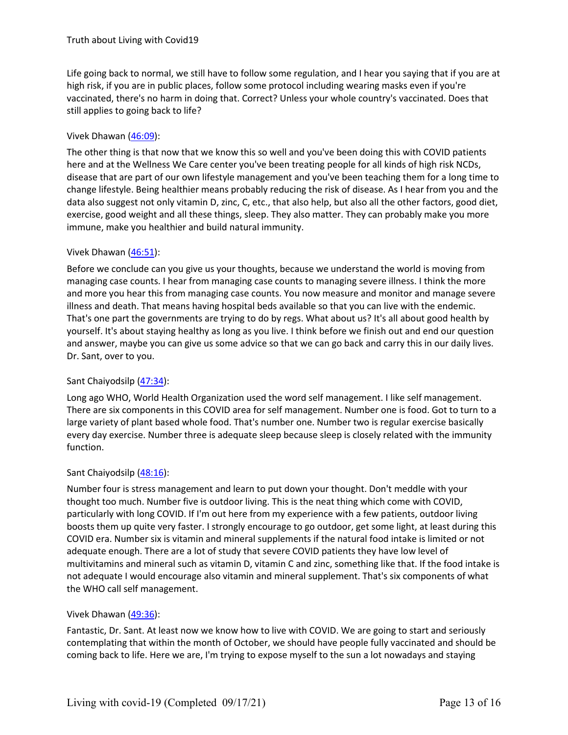Life going back to normal, we still have to follow some regulation, and I hear you saying that if you are at high risk, if you are in public places, follow some protocol including wearing masks even if you're vaccinated, there's no harm in doing that. Correct? Unless your whole country's vaccinated. Does that still applies to going back to life?

Vivek Dhawan ([46:09](#)):

The other thing is that now that we know this so well and you've been doing this with COVID patients here and at the Wellness We Care center you've been treating people for all kinds of high risk NCDs, disease that are part of our own lifestyle management and you've been teaching them for a long time to change lifestyle. Being healthier means probably reducing the risk of disease. As I hear from you and the data also suggest not only vitamin D, zinc, C, etc., that also help, but also all the other factors, good diet, exercise, good weight and all these things, sleep. They also matter. They can probably make you more immune, make you healthier and build natural immunity.

Vivek Dhawan ([46:51](#)):

Before we conclude can you give us your thoughts, because we understand the world is moving from managing case counts. I hear from managing case counts to managing severe illness. I think the more and more you hear this from managing case counts. You now measure and monitor and manage severe illness and death. That means having hospital beds available so that you can live with the endemic. That's one part the governments are trying to do by regs. What about us? It's all about good health by yourself. It's about staying healthy as long as you live. I think before we finish out and end our question and answer, maybe you can give us some advice so that we can go back and carry this in our daily lives. Dr. Sant, over to you.

Sant Chaiyodsilp ([47:34](#)):

Long ago WHO, World Health Organization used the word self management. I like self management. There are six components in this COVID area for self management. Number one is food. Got to turn to a large variety of plant based whole food. That's number one. Number two is regular exercise basically every day exercise. Number three is adequate sleep because sleep is closely related with the immunity function.

Sant Chaiyodsilp ([48:16](#)):

Number four is stress management and learn to put down your thought. Don't meddle with your thought too much. Number five is outdoor living. This is the neat thing which come with COVID, particularly with long COVID. If I'm out here from my experience with a few patients, outdoor living boosts them up quite very faster. I strongly encourage to go outdoor, get some light, at least during this COVID era. Number six is vitamin and mineral supplements if the natural food intake is limited or not adequate enough. There are a lot of study that severe COVID patients they have low level of multivitamins and mineral such as vitamin D, vitamin C and zinc, something like that. If the food intake is not adequate I would encourage also vitamin and mineral supplement. That's six components of what the WHO call self management.

Vivek Dhawan ([49:36](#)):

Fantastic, Dr. Sant. At least now we know how to live with COVID. We are going to start and seriously contemplating that within the month of October, we should have people fully vaccinated and should be coming back to life. Here we are, I'm trying to expose myself to the sun a lot nowadays and staying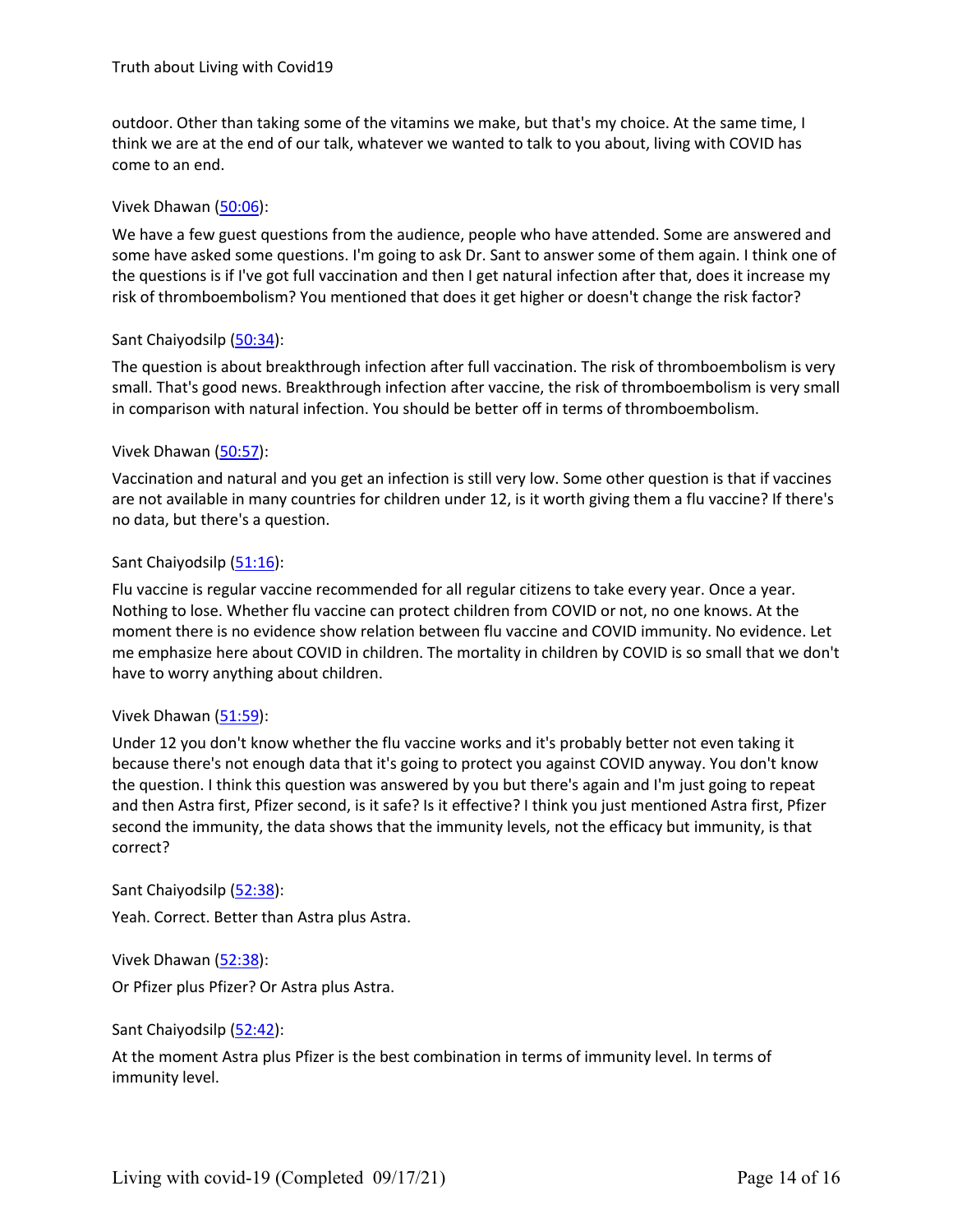outdoor. Other than taking some of the vitamins we make, but that's my choice. At the same time, I think we are at the end of our talk, whatever we wanted to talk to you about, living with COVID has come to an end.

Vivek Dhawan ([50:06](#)):

We have a few guest questions from the audience, people who have attended. Some are answered and some have asked some questions. I'm going to ask Dr. Sant to answer some of them again. I think one of the questions is if I've got full vaccination and then I get natural infection after that, does it increase my risk of thromboembolism? You mentioned that does it get higher or doesn't change the risk factor?

Sant Chaiyodsilp ([50:34](#)):

The question is about breakthrough infection after full vaccination. The risk of thromboembolism is very small. That's good news. Breakthrough infection after vaccine, the risk of thromboembolism is very small in comparison with natural infection. You should be better off in terms of thromboembolism.

Vivek Dhawan ([50:57](#)):

Vaccination and natural and you get an infection is still very low. Some other question is that if vaccines are not available in many countries for children under 12, is it worth giving them a flu vaccine? If there's no data, but there's a question.

Sant Chaiyodsilp ([51:16](#)):

Flu vaccine is regular vaccine recommended for all regular citizens to take every year. Once a year. Nothing to lose. Whether flu vaccine can protect children from COVID or not, no one knows. At the moment there is no evidence show relation between flu vaccine and COVID immunity. No evidence. Let me emphasize here about COVID in children. The mortality in children by COVID is so small that we don't have to worry anything about children.

Vivek Dhawan ([51:59](#)):

Under 12 you don't know whether the flu vaccine works and it's probably better not even taking it because there's not enough data that it's going to protect you against COVID anyway. You don't know the question. I think this question was answered by you but there's again and I'm just going to repeat and then Astra first, Pfizer second, is it safe? Is it effective? I think you just mentioned Astra first, Pfizer second the immunity, the data shows that the immunity levels, not the efficacy but immunity, is that correct?

Sant Chaiyodsilp ([52:38](#)):

Yeah. Correct. Better than Astra plus Astra.

Vivek Dhawan ([52:38](#)):

Or Pfizer plus Pfizer? Or Astra plus Astra.

Sant Chaiyodsilp ([52:42](#)):

At the moment Astra plus Pfizer is the best combination in terms of immunity level. In terms of immunity level.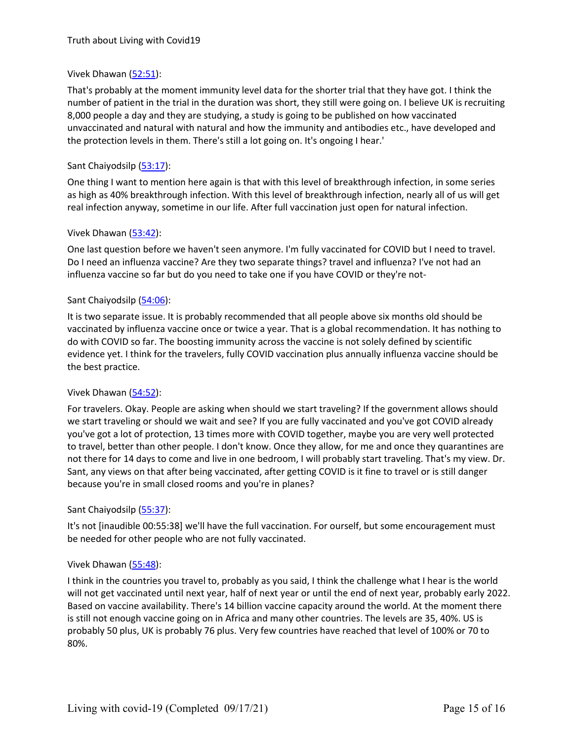Vivek Dhawan (52:51):

That's probably at the moment immunity level data for the shorter trial that they have got. I think the number of patient in the trial in the duration was short, they still were going on. I believe UK is recruiting 8,000 people a day and they are studying, a study is going to be published on how vaccinated unvaccinated and natural with natural and how the immunity and antibodies etc., have developed and the protection levels in them. There's still a lot going on. It's ongoing I hear.'

Sant Chaiyodsilp (53:17):

One thing I want to mention here again is that with this level of breakthrough infection, in some series as high as 40% breakthrough infection. With this level of breakthrough infection, nearly all of us will get real infection anyway, sometime in our life. After full vaccination just open for natural infection.

Vivek Dhawan (53:42):

One last question before we haven't seen anymore. I'm fully vaccinated for COVID but I need to travel. Do I need an influenza vaccine? Are they two separate things? travel and influenza? I've not had an influenza vaccine so far but do you need to take one if you have COVID or they're not-

Sant Chaiyodsilp (54:06):

It is two separate issue. It is probably recommended that all people above six months old should be vaccinated by influenza vaccine once or twice a year. That is a global recommendation. It has nothing to do with COVID so far. The boosting immunity across the vaccine is not solely defined by scientific evidence yet. I think for the travelers, fully COVID vaccination plus annually influenza vaccine should be the best practice.

Vivek Dhawan (54:52):

For travelers. Okay. People are asking when should we start traveling? If the government allows should we start traveling or should we wait and see? If you are fully vaccinated and you've got COVID already you've got a lot of protection, 13 times more with COVID together, maybe you are very well protected to travel, better than other people. I don't know. Once they allow, for me and once they quarantines are not there for 14 days to come and live in one bedroom, I will probably start traveling. That's my view. Dr. Sant, any views on that after being vaccinated, after getting COVID is it fine to travel or is still danger because you're in small closed rooms and you're in planes?

Sant Chaiyodsilp (55:37):

It's not [inaudible 00:55:38] we'll have the full vaccination. For ourself, but some encouragement must be needed for other people who are not fully vaccinated.

Vivek Dhawan (55:48):

I think in the countries you travel to, probably as you said, I think the challenge what I hear is the world will not get vaccinated until next year, half of next year or until the end of next year, probably early 2022. Based on vaccine availability. There's 14 billion vaccine capacity around the world. At the moment there is still not enough vaccine going on in Africa and many other countries. The levels are 35, 40%. US is probably 50 plus, UK is probably 76 plus. Very few countries have reached that level of 100% or 70 to 80%.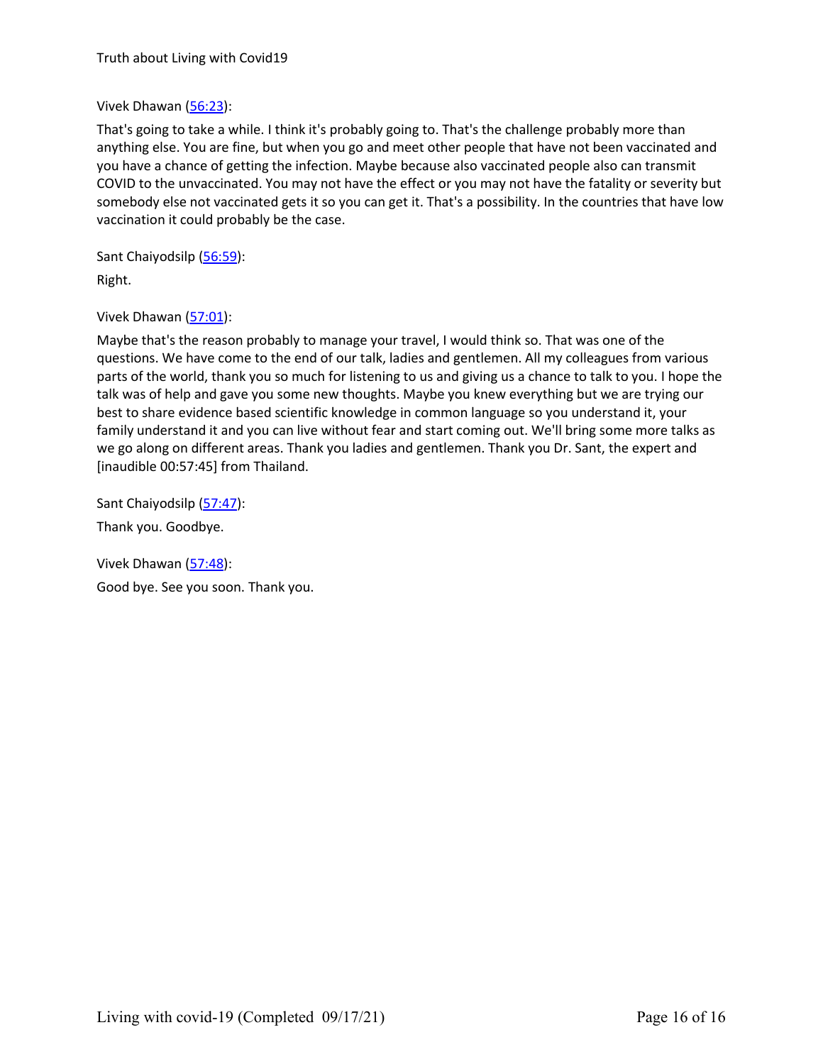Vivek Dhawan ([56:23]):

That's going to take a while. I think it's probably going to. That's the challenge probably more than anything else. You are fine, but when you go and meet other people that have not been vaccinated and you have a chance of getting the infection. Maybe because also vaccinated people also can transmit COVID to the unvaccinated. You may not have the effect or you may not have the fatality or severity but somebody else not vaccinated gets it so you can get it. That's a possibility. In the countries that have low vaccination it could probably be the case.

Sant Chaiyodsilp ([56:59]):

Right.

Vivek Dhawan ([57:01]):

Maybe that's the reason probably to manage your travel, I would think so. That was one of the questions. We have come to the end of our talk, ladies and gentlemen. All my colleagues from various parts of the world, thank you so much for listening to us and giving us a chance to talk to you. I hope the talk was of help and gave you some new thoughts. Maybe you knew everything but we are trying our best to share evidence based scientific knowledge in common language so you understand it, your family understand it and you can live without fear and start coming out. We'll bring some more talks as we go along on different areas. Thank you ladies and gentlemen. Thank you Dr. Sant, the expert and [inaudible 00:57:45] from Thailand.

Sant Chaiyodsilp ([57:47]):

Thank you. Goodbye.

Vivek Dhawan ([57:48]):

Good bye. See you soon. Thank you.